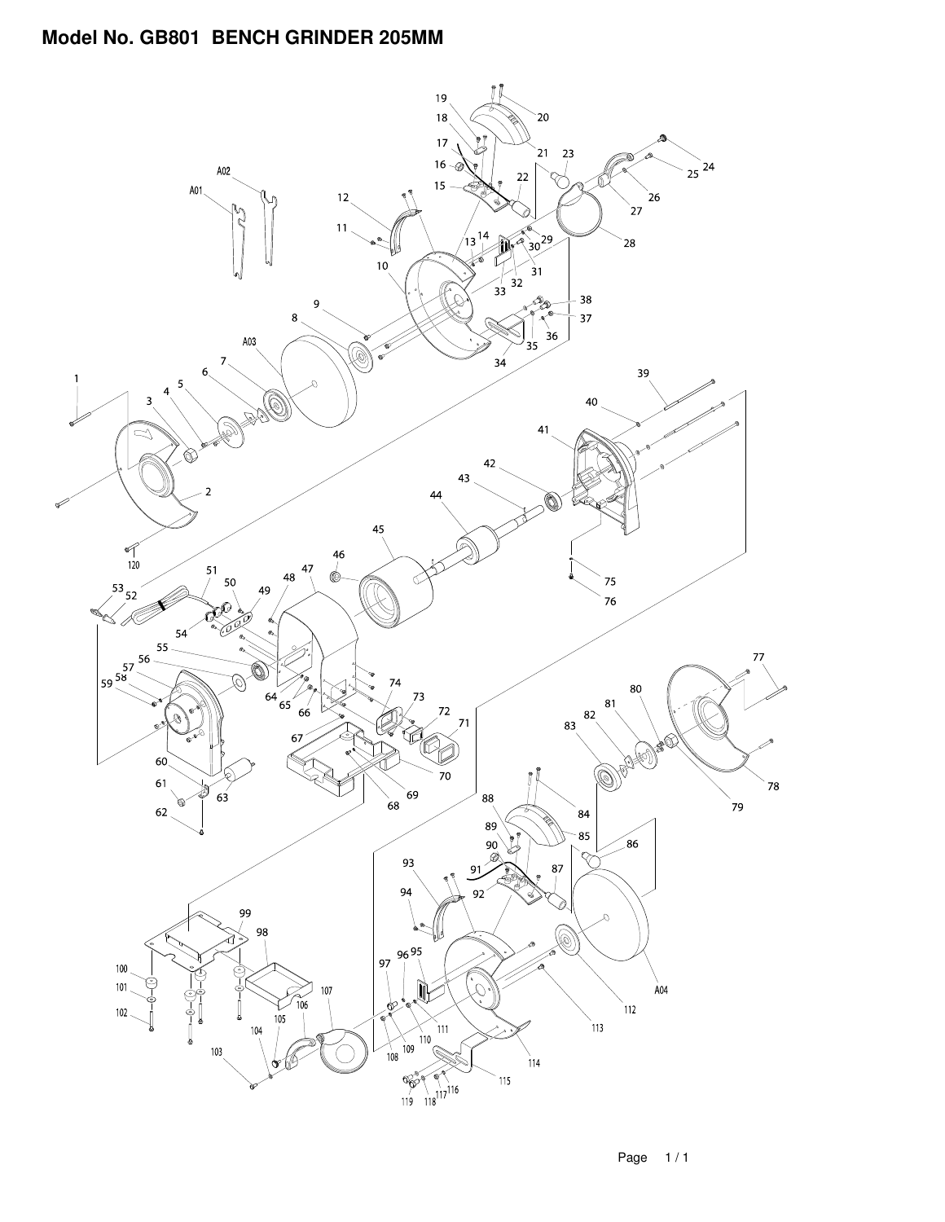# Model No. GB801 BENCH GRINDER 205MM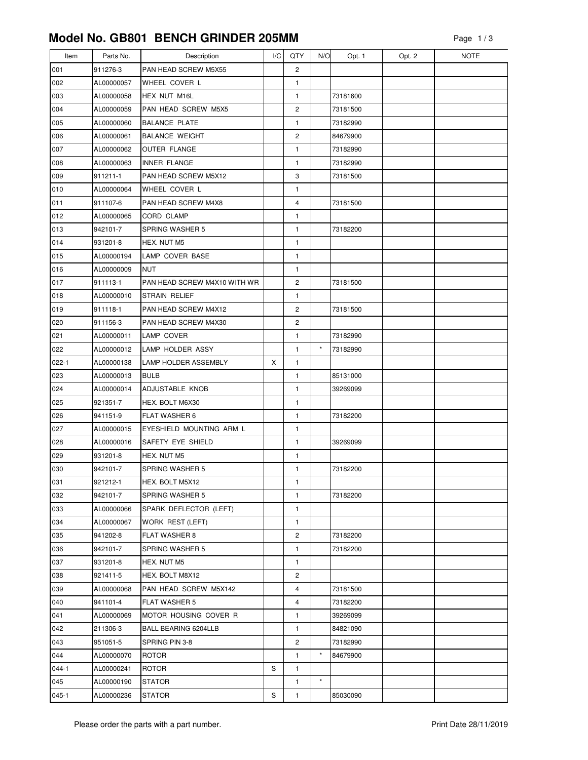# Model No. GB801 BENCH GRINDER 205MM

| Item | Parts No. | Description | I/C | QTY | N/O | Opt. 1 | Opt. 2 | NOTE |
|---|---|---|---|---|---|---|---|---|
| 001 | 911276-3 | PAN HEAD SCREW M5X55 | | 2 | | | | |
| 002 | AL00000057 | WHEEL COVER L | | 1 | | | | |
| 003 | AL00000058 | HEX NUT M16L | | 1 | | 73181600 | | |
| 004 | AL00000059 | PAN HEAD SCREW M5X5 | | 2 | | 73181500 | | |
| 005 | AL00000060 | BALANCE PLATE | | 1 | | 73182990 | | |
| 006 | AL00000061 | BALANCE WEIGHT | | 2 | | 84679900 | | |
| 007 | AL00000062 | OUTER FLANGE | | 1 | | 73182990 | | |
| 008 | AL00000063 | INNER FLANGE | | 1 | | 73182990 | | |
| 009 | 911211-1 | PAN HEAD SCREW M5X12 | | 3 | | 73181500 | | |
| 010 | AL00000064 | WHEEL COVER L | | 1 | | | | |
| 011 | 911107-6 | PAN HEAD SCREW M4X8 | | 4 | | 73181500 | | |
| 012 | AL00000065 | CORD CLAMP | | 1 | | | | |
| 013 | 942101-7 | SPRING WASHER 5 | | 1 | | 73182200 | | |
| 014 | 931201-8 | HEX. NUT M5 | | 1 | | | | |
| 015 | AL00000194 | LAMP COVER BASE | | 1 | | | | |
| 016 | AL00000009 | NUT | | 1 | | | | |
| 017 | 911113-1 | PAN HEAD SCREW M4X10 WITH WR | | 2 | | 73181500 | | |
| 018 | AL00000010 | STRAIN RELIEF | | 1 | | | | |
| 019 | 911118-1 | PAN HEAD SCREW M4X12 | | 2 | | 73181500 | | |
| 020 | 911156-3 | PAN HEAD SCREW M4X30 | | 2 | | | | |
| 021 | AL00000011 | LAMP COVER | | 1 | | 73182990 | | |
| 022 | AL00000012 | LAMP HOLDER ASSY | | 1 | * | 73182990 | | |
| 022-1 | AL00000138 | LAMP HOLDER ASSEMBLY | X | 1 | | | | |
| 023 | AL00000013 | BULB | | 1 | | 85131000 | | |
| 024 | AL00000014 | ADJUSTABLE KNOB | | 1 | | 39269099 | | |
| 025 | 921351-7 | HEX. BOLT M6X30 | | 1 | | | | |
| 026 | 941151-9 | FLAT WASHER 6 | | 1 | | 73182200 | | |
| 027 | AL00000015 | EYESHIELD MOUNTING ARM L | | 1 | | | | |
| 028 | AL00000016 | SAFETY EYE SHIELD | | 1 | | 39269099 | | |
| 029 | 931201-8 | HEX. NUT M5 | | 1 | | | | |
| 030 | 942101-7 | SPRING WASHER 5 | | 1 | | 73182200 | | |
| 031 | 921212-1 | HEX. BOLT M5X12 | | 1 | | | | |
| 032 | 942101-7 | SPRING WASHER 5 | | 1 | | 73182200 | | |
| 033 | AL00000066 | SPARK DEFLECTOR (LEFT) | | 1 | | | | |
| 034 | AL00000067 | WORK REST (LEFT) | | 1 | | | | |
| 035 | 941202-8 | FLAT WASHER 8 | | 2 | | 73182200 | | |
| 036 | 942101-7 | SPRING WASHER 5 | | 1 | | 73182200 | | |
| 037 | 931201-8 | HEX. NUT M5 | | 1 | | | | |
| 038 | 921411-5 | HEX. BOLT M8X12 | | 2 | | | | |
| 039 | AL00000068 | PAN HEAD SCREW M5X142 | | 4 | | 73181500 | | |
| 040 | 941101-4 | FLAT WASHER 5 | | 4 | | 73182200 | | |
| 041 | AL00000069 | MOTOR HOUSING COVER R | | 1 | | 39269099 | | |
| 042 | 211306-3 | BALL BEARING 6204LLB | | 1 | | 84821090 | | |
| 043 | 951051-5 | SPRING PIN 3-8 | | 2 | | 73182990 | | |
| 044 | AL00000070 | ROTOR | | 1 | * | 84679900 | | |
| 044-1 | AL00000241 | ROTOR | S | 1 | | | | |
| 045 | AL00000190 | STATOR | | 1 | * | | | |
| 045-1 | AL00000236 | STATOR | S | 1 | | 85030090 | | |

Please order the parts with a part number.

Print Date 28/11/2019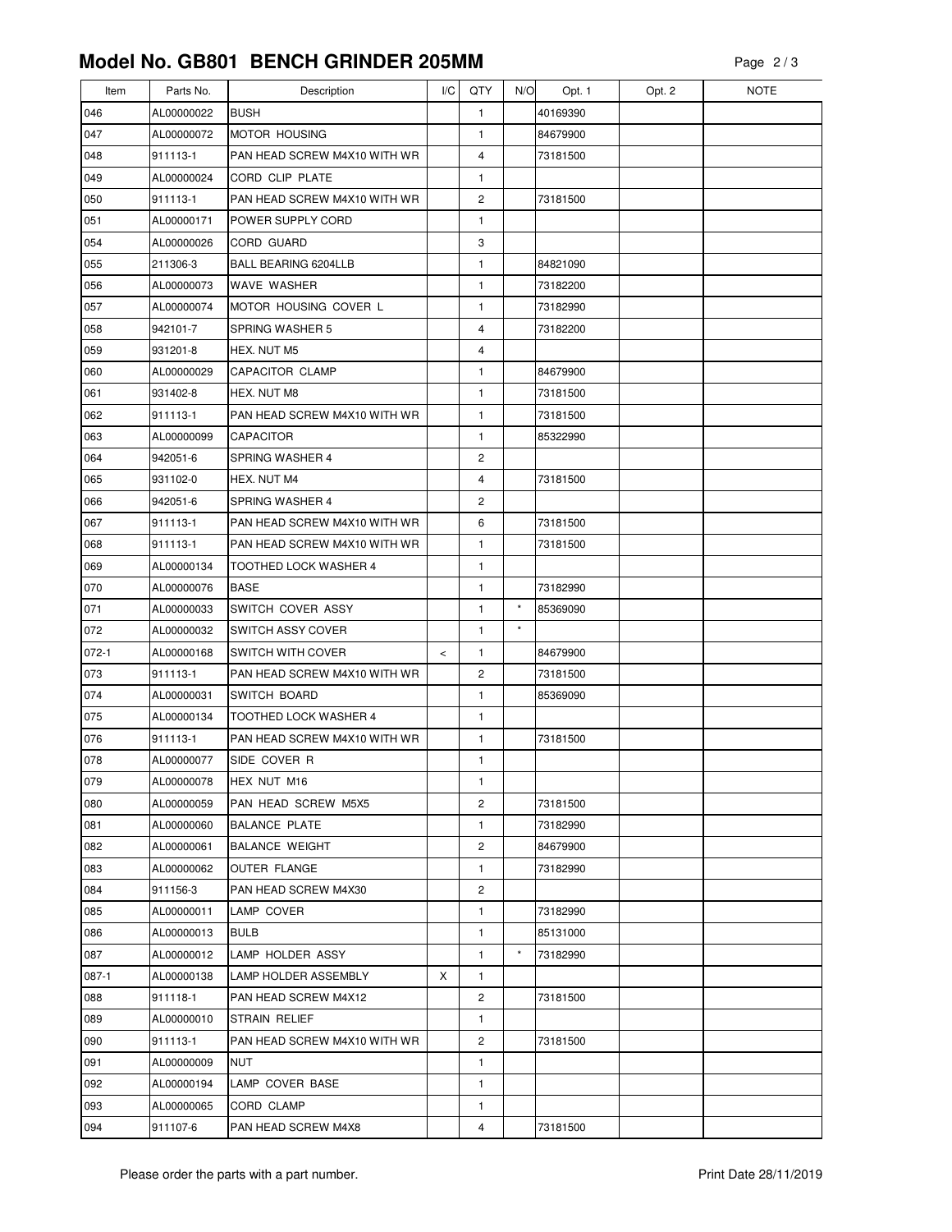## Model No. GB801 BENCH GRINDER 205MM

| Item | Parts No. | Description | I/C | QTY | N/O | Opt. 1 | Opt. 2 | NOTE |
|---|---|---|---|---|---|---|---|---|
| 046 | AL00000022 | BUSH | | 1 | | 40169390 | | |
| 047 | AL00000072 | MOTOR HOUSING | | 1 | | 84679900 | | |
| 048 | 911113-1 | PAN HEAD SCREW M4X10 WITH WR | | 4 | | 73181500 | | |
| 049 | AL00000024 | CORD CLIP PLATE | | 1 | | | | |
| 050 | 911113-1 | PAN HEAD SCREW M4X10 WITH WR | | 2 | | 73181500 | | |
| 051 | AL00000171 | POWER SUPPLY CORD | | 1 | | | | |
| 054 | AL00000026 | CORD GUARD | | 3 | | | | |
| 055 | 211306-3 | BALL BEARING 6204LLB | | 1 | | 84821090 | | |
| 056 | AL00000073 | WAVE WASHER | | 1 | | 73182200 | | |
| 057 | AL00000074 | MOTOR HOUSING COVER L | | 1 | | 73182990 | | |
| 058 | 942101-7 | SPRING WASHER 5 | | 4 | | 73182200 | | |
| 059 | 931201-8 | HEX. NUT M5 | | 4 | | | | |
| 060 | AL00000029 | CAPACITOR CLAMP | | 1 | | 84679900 | | |
| 061 | 931402-8 | HEX. NUT M8 | | 1 | | 73181500 | | |
| 062 | 911113-1 | PAN HEAD SCREW M4X10 WITH WR | | 1 | | 73181500 | | |
| 063 | AL00000099 | CAPACITOR | | 1 | | 85322990 | | |
| 064 | 942051-6 | SPRING WASHER 4 | | 2 | | | | |
| 065 | 931102-0 | HEX. NUT M4 | | 4 | | 73181500 | | |
| 066 | 942051-6 | SPRING WASHER 4 | | 2 | | | | |
| 067 | 911113-1 | PAN HEAD SCREW M4X10 WITH WR | | 6 | | 73181500 | | |
| 068 | 911113-1 | PAN HEAD SCREW M4X10 WITH WR | | 1 | | 73181500 | | |
| 069 | AL00000134 | TOOTHED LOCK WASHER 4 | | 1 | | | | |
| 070 | AL00000076 | BASE | | 1 | | 73182990 | | |
| 071 | AL00000033 | SWITCH COVER ASSY | | 1 | * | 85369090 | | |
| 072 | AL00000032 | SWITCH ASSY COVER | | 1 | * | | | |
| 072-1 | AL00000168 | SWITCH WITH COVER | < | 1 | | 84679900 | | |
| 073 | 911113-1 | PAN HEAD SCREW M4X10 WITH WR | | 2 | | 73181500 | | |
| 074 | AL00000031 | SWITCH BOARD | | 1 | | 85369090 | | |
| 075 | AL00000134 | TOOTHED LOCK WASHER 4 | | 1 | | | | |
| 076 | 911113-1 | PAN HEAD SCREW M4X10 WITH WR | | 1 | | 73181500 | | |
| 078 | AL00000077 | SIDE COVER R | | 1 | | | | |
| 079 | AL00000078 | HEX NUT M16 | | 1 | | | | |
| 080 | AL00000059 | PAN HEAD SCREW M5X5 | | 2 | | 73181500 | | |
| 081 | AL00000060 | BALANCE PLATE | | 1 | | 73182990 | | |
| 082 | AL00000061 | BALANCE WEIGHT | | 2 | | 84679900 | | |
| 083 | AL00000062 | OUTER FLANGE | | 1 | | 73182990 | | |
| 084 | 911156-3 | PAN HEAD SCREW M4X30 | | 2 | | | | |
| 085 | AL00000011 | LAMP COVER | | 1 | | 73182990 | | |
| 086 | AL00000013 | BULB | | 1 | | 85131000 | | |
| 087 | AL00000012 | LAMP HOLDER ASSY | | 1 | * | 73182990 | | |
| 087-1 | AL00000138 | LAMP HOLDER ASSEMBLY | X | 1 | | | | |
| 088 | 911118-1 | PAN HEAD SCREW M4X12 | | 2 | | 73181500 | | |
| 089 | AL00000010 | STRAIN RELIEF | | 1 | | | | |
| 090 | 911113-1 | PAN HEAD SCREW M4X10 WITH WR | | 2 | | 73181500 | | |
| 091 | AL00000009 | NUT | | 1 | | | | |
| 092 | AL00000194 | LAMP COVER BASE | | 1 | | | | |
| 093 | AL00000065 | CORD CLAMP | | 1 | | | | |
| 094 | 911107-6 | PAN HEAD SCREW M4X8 | | 4 | | 73181500 | | |

Please order the parts with a part number.

Print Date 28/11/2019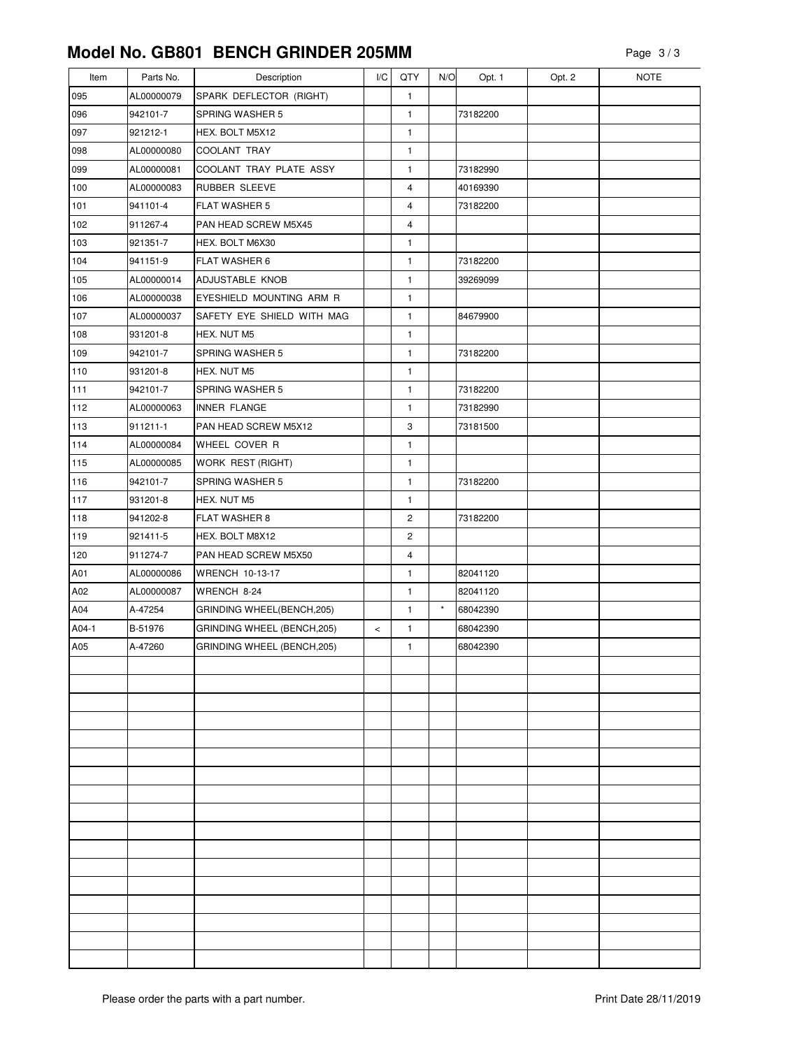# Model No. GB801 BENCH GRINDER 205MM

| Item | Parts No. | Description | I/C | QTY | N/O | Opt. 1 | Opt. 2 | NOTE |
|---|---|---|---|---|---|---|---|---|
| 095 | AL00000079 | SPARK DEFLECTOR (RIGHT) | | 1 | | | | |
| 096 | 942101-7 | SPRING WASHER 5 | | 1 | | 73182200 | | |
| 097 | 921212-1 | HEX. BOLT M5X12 | | 1 | | | | |
| 098 | AL00000080 | COOLANT TRAY | | 1 | | | | |
| 099 | AL00000081 | COOLANT TRAY PLATE ASSY | | 1 | | 73182990 | | |
| 100 | AL00000083 | RUBBER SLEEVE | | 4 | | 40169390 | | |
| 101 | 941101-4 | FLAT WASHER 5 | | 4 | | 73182200 | | |
| 102 | 911267-4 | PAN HEAD SCREW M5X45 | | 4 | | | | |
| 103 | 921351-7 | HEX. BOLT M6X30 | | 1 | | | | |
| 104 | 941151-9 | FLAT WASHER 6 | | 1 | | 73182200 | | |
| 105 | AL00000014 | ADJUSTABLE KNOB | | 1 | | 39269099 | | |
| 106 | AL00000038 | EYESHIELD MOUNTING ARM R | | 1 | | | | |
| 107 | AL00000037 | SAFETY EYE SHIELD WITH MAG | | 1 | | 84679900 | | |
| 108 | 931201-8 | HEX. NUT M5 | | 1 | | | | |
| 109 | 942101-7 | SPRING WASHER 5 | | 1 | | 73182200 | | |
| 110 | 931201-8 | HEX. NUT M5 | | 1 | | | | |
| 111 | 942101-7 | SPRING WASHER 5 | | 1 | | 73182200 | | |
| 112 | AL00000063 | INNER FLANGE | | 1 | | 73182990 | | |
| 113 | 911211-1 | PAN HEAD SCREW M5X12 | | 3 | | 73181500 | | |
| 114 | AL00000084 | WHEEL COVER R | | 1 | | | | |
| 115 | AL00000085 | WORK REST (RIGHT) | | 1 | | | | |
| 116 | 942101-7 | SPRING WASHER 5 | | 1 | | 73182200 | | |
| 117 | 931201-8 | HEX. NUT M5 | | 1 | | | | |
| 118 | 941202-8 | FLAT WASHER 8 | | 2 | | 73182200 | | |
| 119 | 921411-5 | HEX. BOLT M8X12 | | 2 | | | | |
| 120 | 911274-7 | PAN HEAD SCREW M5X50 | | 4 | | | | |
| A01 | AL00000086 | WRENCH 10-13-17 | | 1 | | 82041120 | | |
| A02 | AL00000087 | WRENCH 8-24 | | 1 | | 82041120 | | |
| A04 | A-47254 | GRINDING WHEEL(BENCH,205) | | 1 | * | 68042390 | | |
| A04-1 | B-51976 | GRINDING WHEEL (BENCH,205) | < | 1 | | 68042390 | | |
| A05 | A-47260 | GRINDING WHEEL (BENCH,205) | | 1 | | 68042390 | | |

Please order the parts with a part number.

Print Date 28/11/2019